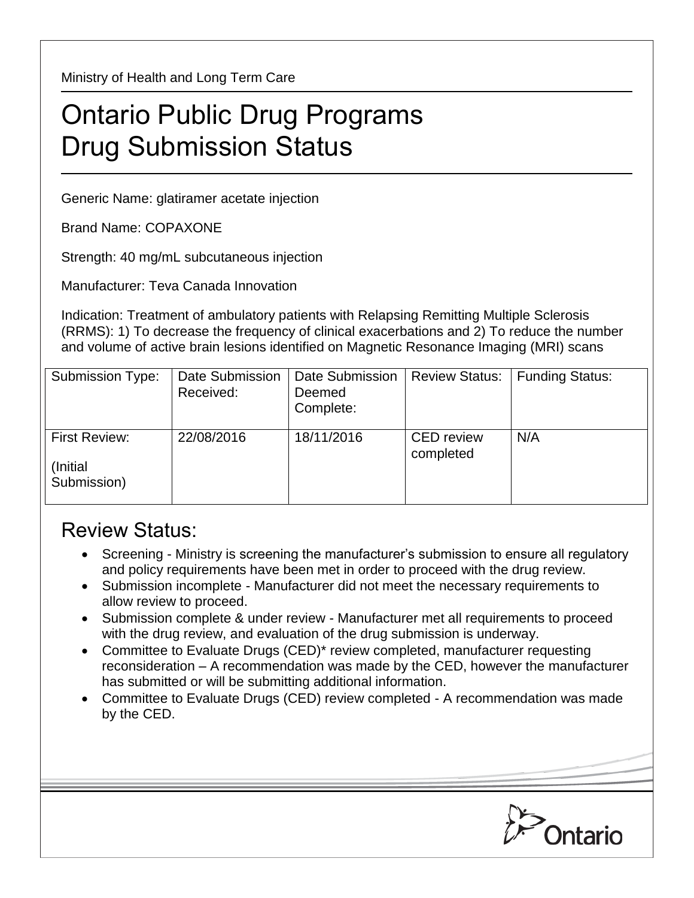Ministry of Health and Long Term Care

# Ontario Public Drug Programs
# Drug Submission Status

Generic Name: glatiramer acetate injection

Brand Name: COPAXONE

Strength: 40 mg/mL subcutaneous injection

Manufacturer: Teva Canada Innovation

Indication: Treatment of ambulatory patients with Relapsing Remitting Multiple Sclerosis (RRMS): 1) To decrease the frequency of clinical exacerbations and 2) To reduce the number and volume of active brain lesions identified on Magnetic Resonance Imaging (MRI) scans

| Submission Type: | Date Submission Received: | Date Submission Deemed Complete: | Review Status: | Funding Status: |
|---|---|---|---|---|
| First Review: (Initial Submission) | 22/08/2016 | 18/11/2016 | CED review completed | N/A |

## Review Status:

- Screening - Ministry is screening the manufacturer's submission to ensure all regulatory and policy requirements have been met in order to proceed with the drug review.
- Submission incomplete - Manufacturer did not meet the necessary requirements to allow review to proceed.
- Submission complete & under review - Manufacturer met all requirements to proceed with the drug review, and evaluation of the drug submission is underway.
- Committee to Evaluate Drugs (CED)* review completed, manufacturer requesting reconsideration – A recommendation was made by the CED, however the manufacturer has submitted or will be submitting additional information.
- Committee to Evaluate Drugs (CED) review completed - A recommendation was made by the CED.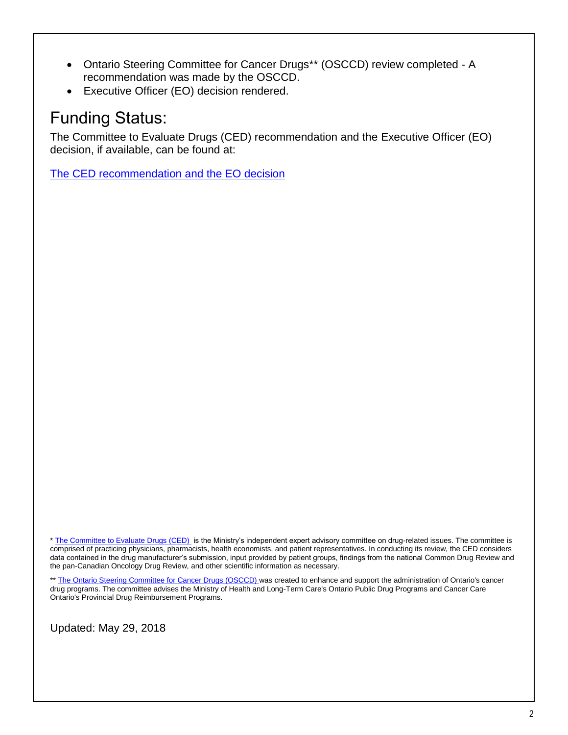- Ontario Steering Committee for Cancer Drugs** (OSCCD) review completed - A recommendation was made by the OSCCD.
- Executive Officer (EO) decision rendered.

# Funding Status:

The Committee to Evaluate Drugs (CED) recommendation and the Executive Officer (EO) decision, if available, can be found at:

The CED recommendation and the EO decision

* The Committee to Evaluate Drugs (CED) is the Ministry's independent expert advisory committee on drug-related issues. The committee is comprised of practicing physicians, pharmacists, health economists, and patient representatives. In conducting its review, the CED considers data contained in the drug manufacturer's submission, input provided by patient groups, findings from the national Common Drug Review and the pan-Canadian Oncology Drug Review, and other scientific information as necessary.

** The Ontario Steering Committee for Cancer Drugs (OSCCD) was created to enhance and support the administration of Ontario's cancer drug programs. The committee advises the Ministry of Health and Long-Term Care's Ontario Public Drug Programs and Cancer Care Ontario's Provincial Drug Reimbursement Programs.

Updated: May 29, 2018